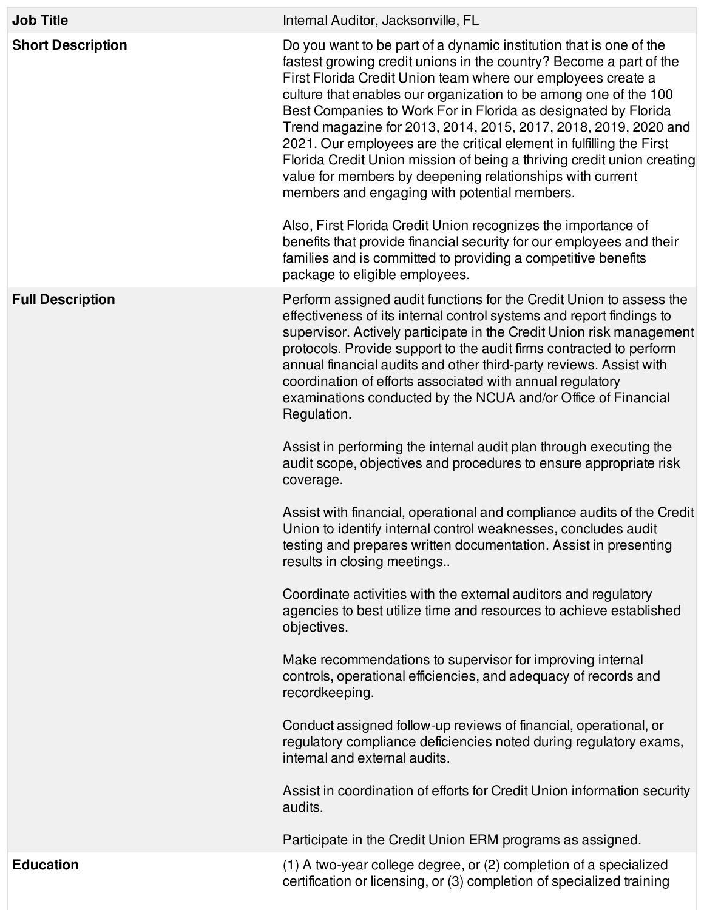| | |
|---|---|
| **Job Title** | Internal Auditor, Jacksonville, FL |
| **Short Description** | Do you want to be part of a dynamic institution that is one of the fastest growing credit unions in the country? Become a part of the First Florida Credit Union team where our employees create a culture that enables our organization to be among one of the 100 Best Companies to Work For in Florida as designated by Florida Trend magazine for 2013, 2014, 2015, 2017, 2018, 2019, 2020 and 2021. Our employees are the critical element in fulfilling the First Florida Credit Union mission of being a thriving credit union creating value for members by deepening relationships with current members and engaging with potential members.<br><br>Also, First Florida Credit Union recognizes the importance of benefits that provide financial security for our employees and their families and is committed to providing a competitive benefits package to eligible employees. |
| **Full Description** | Perform assigned audit functions for the Credit Union to assess the effectiveness of its internal control systems and report findings to supervisor. Actively participate in the Credit Union risk management protocols. Provide support to the audit firms contracted to perform annual financial audits and other third-party reviews. Assist with coordination of efforts associated with annual regulatory examinations conducted by the NCUA and/or Office of Financial Regulation.<br><br>Assist in performing the internal audit plan through executing the audit scope, objectives and procedures to ensure appropriate risk coverage.<br><br>Assist with financial, operational and compliance audits of the Credit Union to identify internal control weaknesses, concludes audit testing and prepares written documentation. Assist in presenting results in closing meetings..<br><br>Coordinate activities with the external auditors and regulatory agencies to best utilize time and resources to achieve established objectives.<br><br>Make recommendations to supervisor for improving internal controls, operational efficiencies, and adequacy of records and recordkeeping.<br><br>Conduct assigned follow-up reviews of financial, operational, or regulatory compliance deficiencies noted during regulatory exams, internal and external audits.<br><br>Assist in coordination of efforts for Credit Union information security audits.<br><br>Participate in the Credit Union ERM programs as assigned. |
| **Education** | (1) A two-year college degree, or (2) completion of a specialized certification or licensing, or (3) completion of specialized training |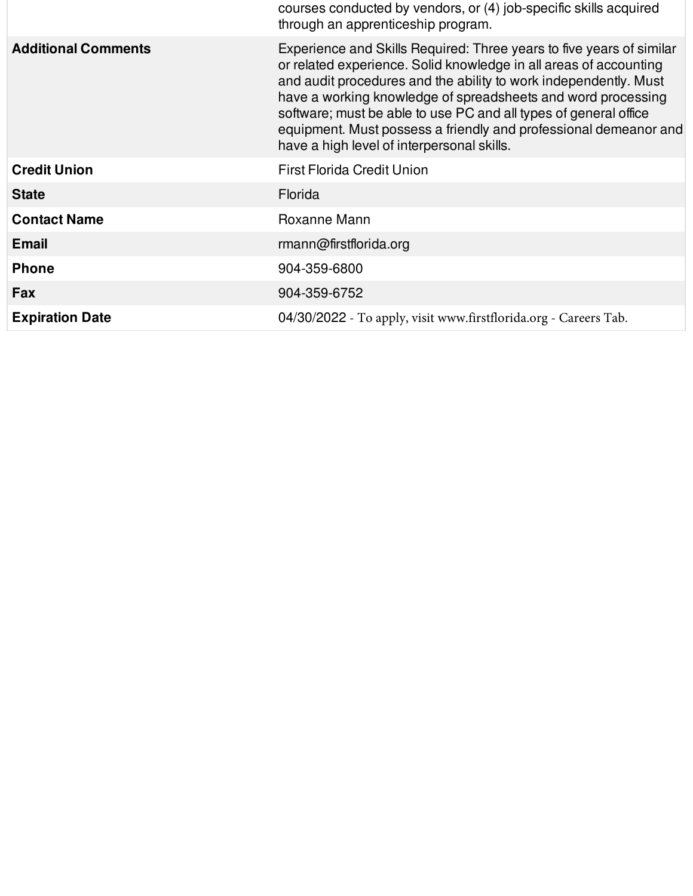| | |
|---|---|
| | courses conducted by vendors, or (4) job-specific skills acquired through an apprenticeship program. |
| **Additional Comments** | Experience and Skills Required: Three years to five years of similar or related experience. Solid knowledge in all areas of accounting and audit procedures and the ability to work independently. Must have a working knowledge of spreadsheets and word processing software; must be able to use PC and all types of general office equipment. Must possess a friendly and professional demeanor and have a high level of interpersonal skills. |
| **Credit Union** | First Florida Credit Union |
| **State** | Florida |
| **Contact Name** | Roxanne Mann |
| **Email** | rmann@firstflorida.org |
| **Phone** | 904-359-6800 |
| **Fax** | 904-359-6752 |
| **Expiration Date** | 04/30/2022 - To apply, visit www.firstflorida.org - Careers Tab. |